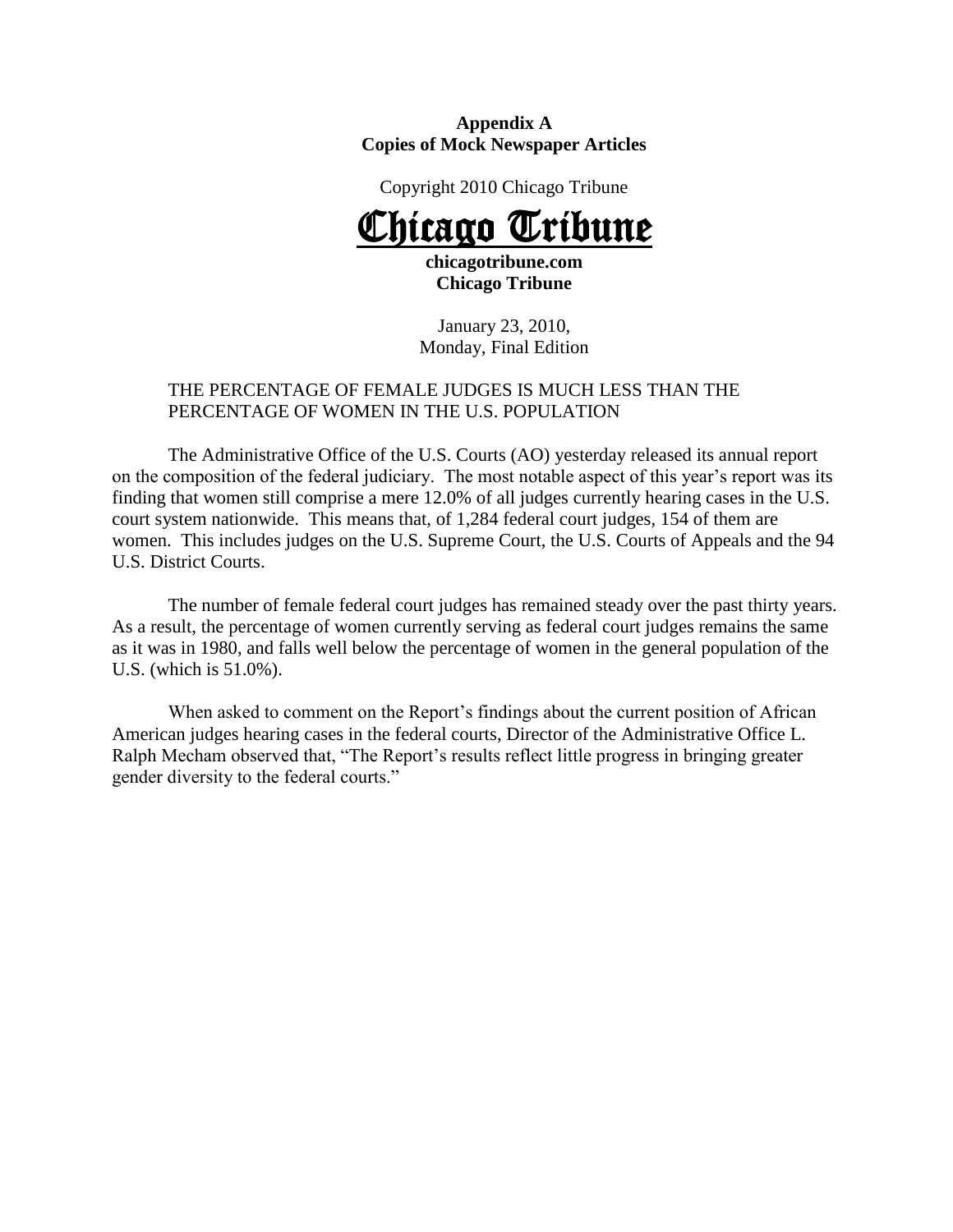**Appendix A**
**Copies of Mock Newspaper Articles**

Copyright 2010 Chicago Tribune

# Chicago Tribune

**chicagotribune.com**
**Chicago Tribune**

January 23, 2010,
Monday, Final Edition

THE PERCENTAGE OF FEMALE JUDGES IS MUCH LESS THAN THE PERCENTAGE OF WOMEN IN THE U.S. POPULATION

The Administrative Office of the U.S. Courts (AO) yesterday released its annual report on the composition of the federal judiciary. The most notable aspect of this year's report was its finding that women still comprise a mere 12.0% of all judges currently hearing cases in the U.S. court system nationwide. This means that, of 1,284 federal court judges, 154 of them are women. This includes judges on the U.S. Supreme Court, the U.S. Courts of Appeals and the 94 U.S. District Courts.

The number of female federal court judges has remained steady over the past thirty years. As a result, the percentage of women currently serving as federal court judges remains the same as it was in 1980, and falls well below the percentage of women in the general population of the U.S. (which is 51.0%).

When asked to comment on the Report's findings about the current position of African American judges hearing cases in the federal courts, Director of the Administrative Office L. Ralph Mecham observed that, "The Report's results reflect little progress in bringing greater gender diversity to the federal courts."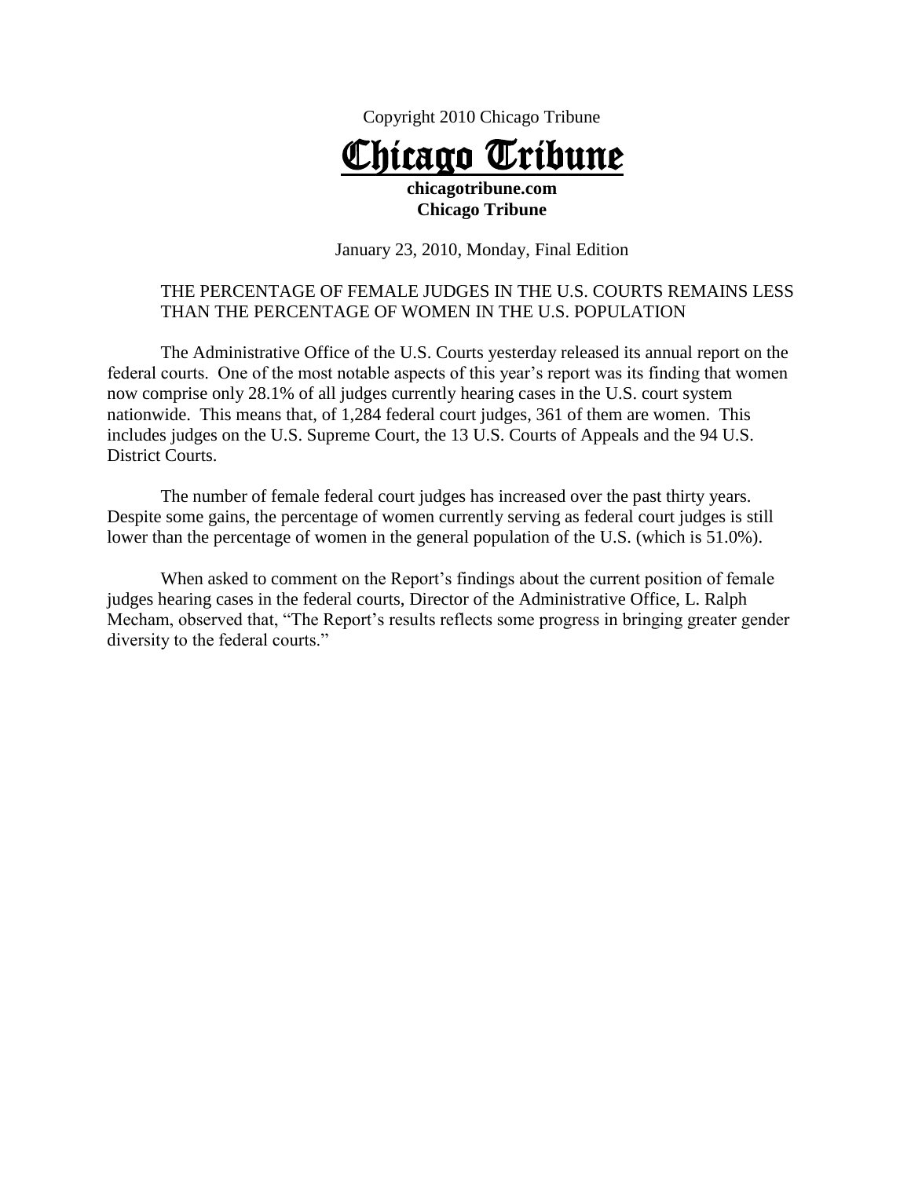Copyright 2010 Chicago Tribune

# Chicago Tribune

**chicagotribune.com**
**Chicago Tribune**

January 23, 2010, Monday, Final Edition

THE PERCENTAGE OF FEMALE JUDGES IN THE U.S. COURTS REMAINS LESS THAN THE PERCENTAGE OF WOMEN IN THE U.S. POPULATION

The Administrative Office of the U.S. Courts yesterday released its annual report on the federal courts. One of the most notable aspects of this year's report was its finding that women now comprise only 28.1% of all judges currently hearing cases in the U.S. court system nationwide. This means that, of 1,284 federal court judges, 361 of them are women. This includes judges on the U.S. Supreme Court, the 13 U.S. Courts of Appeals and the 94 U.S. District Courts.

The number of female federal court judges has increased over the past thirty years. Despite some gains, the percentage of women currently serving as federal court judges is still lower than the percentage of women in the general population of the U.S. (which is 51.0%).

When asked to comment on the Report's findings about the current position of female judges hearing cases in the federal courts, Director of the Administrative Office, L. Ralph Mecham, observed that, "The Report's results reflects some progress in bringing greater gender diversity to the federal courts."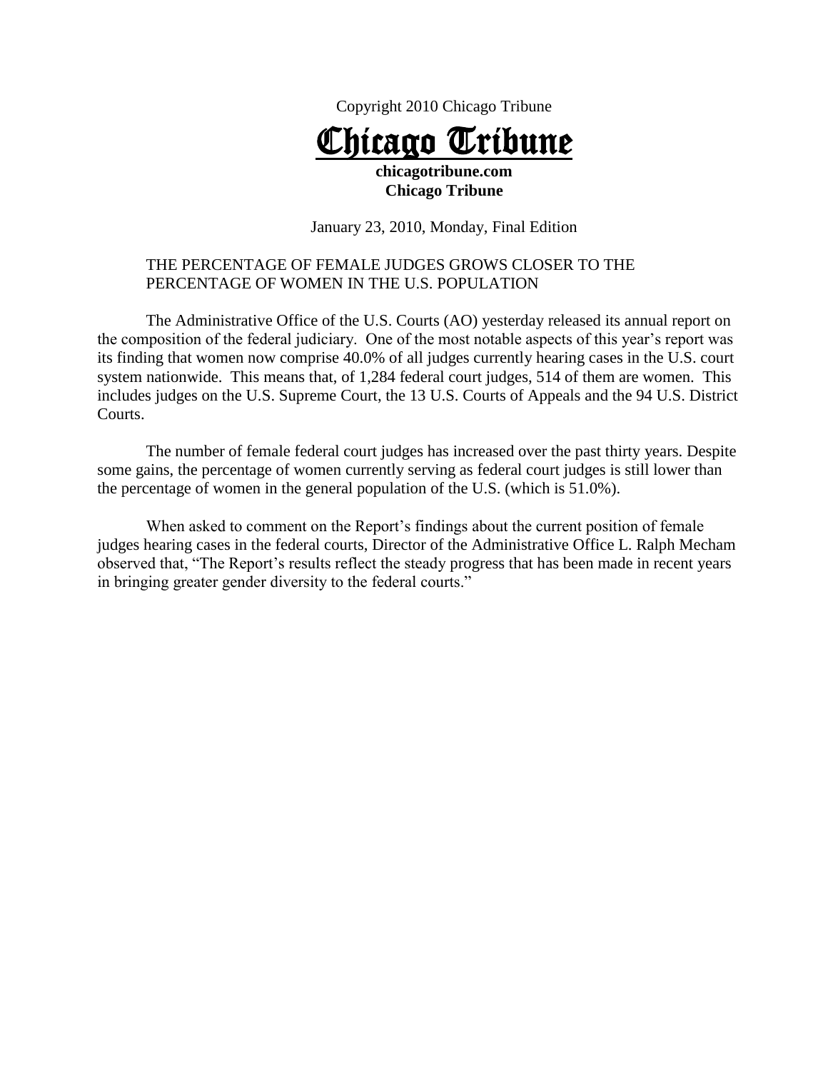Copyright 2010 Chicago Tribune

# Chicago Tribune

**chicagotribune.com**
**Chicago Tribune**

January 23, 2010, Monday, Final Edition

THE PERCENTAGE OF FEMALE JUDGES GROWS CLOSER TO THE PERCENTAGE OF WOMEN IN THE U.S. POPULATION

The Administrative Office of the U.S. Courts (AO) yesterday released its annual report on the composition of the federal judiciary. One of the most notable aspects of this year's report was its finding that women now comprise 40.0% of all judges currently hearing cases in the U.S. court system nationwide. This means that, of 1,284 federal court judges, 514 of them are women. This includes judges on the U.S. Supreme Court, the 13 U.S. Courts of Appeals and the 94 U.S. District Courts.

The number of female federal court judges has increased over the past thirty years. Despite some gains, the percentage of women currently serving as federal court judges is still lower than the percentage of women in the general population of the U.S. (which is 51.0%).

When asked to comment on the Report's findings about the current position of female judges hearing cases in the federal courts, Director of the Administrative Office L. Ralph Mecham observed that, "The Report's results reflect the steady progress that has been made in recent years in bringing greater gender diversity to the federal courts."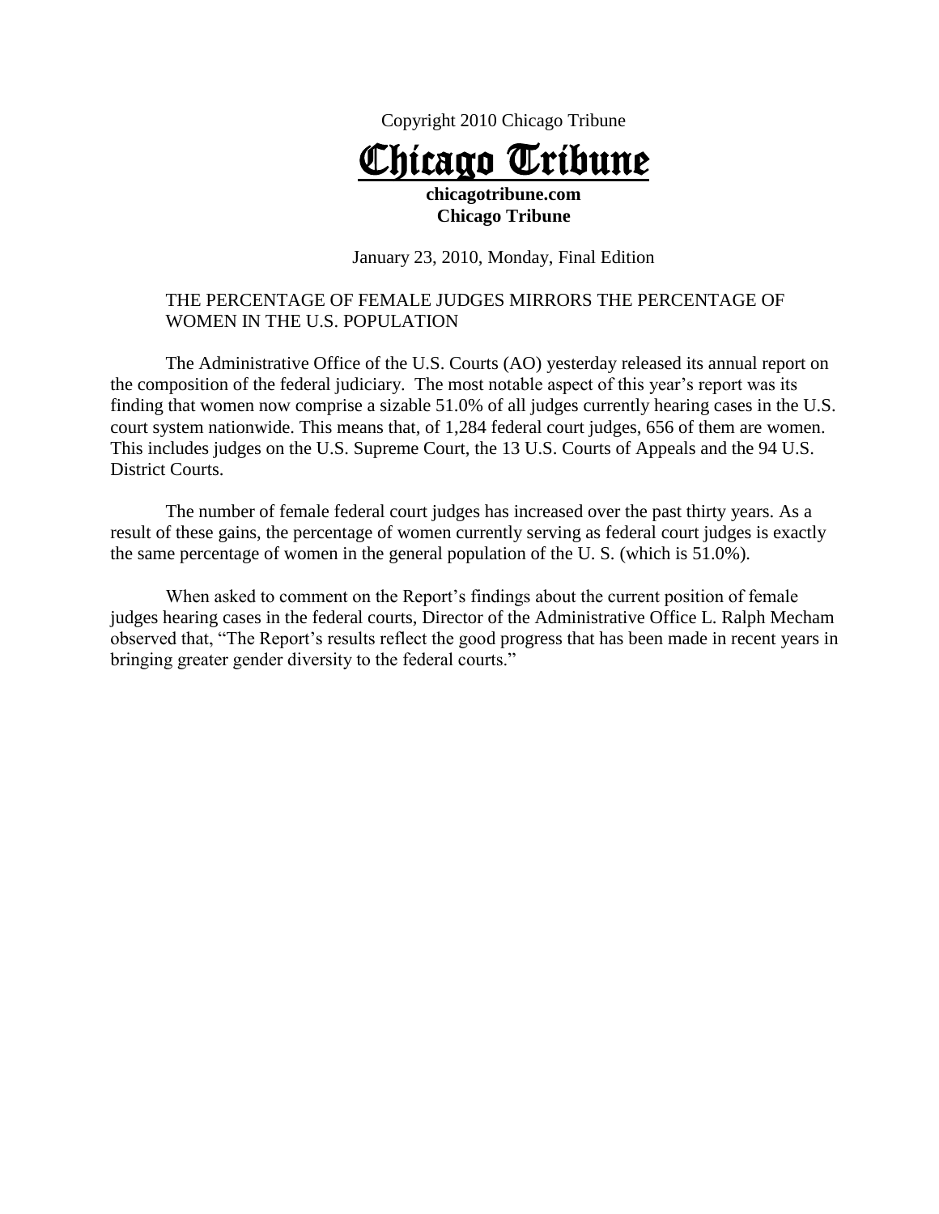Copyright 2010 Chicago Tribune

# Chicago Tribune

**chicagotribune.com**
**Chicago Tribune**

January 23, 2010, Monday, Final Edition

THE PERCENTAGE OF FEMALE JUDGES MIRRORS THE PERCENTAGE OF WOMEN IN THE U.S. POPULATION

The Administrative Office of the U.S. Courts (AO) yesterday released its annual report on the composition of the federal judiciary. The most notable aspect of this year's report was its finding that women now comprise a sizable 51.0% of all judges currently hearing cases in the U.S. court system nationwide. This means that, of 1,284 federal court judges, 656 of them are women. This includes judges on the U.S. Supreme Court, the 13 U.S. Courts of Appeals and the 94 U.S. District Courts.

The number of female federal court judges has increased over the past thirty years. As a result of these gains, the percentage of women currently serving as federal court judges is exactly the same percentage of women in the general population of the U. S. (which is 51.0%).

When asked to comment on the Report's findings about the current position of female judges hearing cases in the federal courts, Director of the Administrative Office L. Ralph Mecham observed that, "The Report's results reflect the good progress that has been made in recent years in bringing greater gender diversity to the federal courts."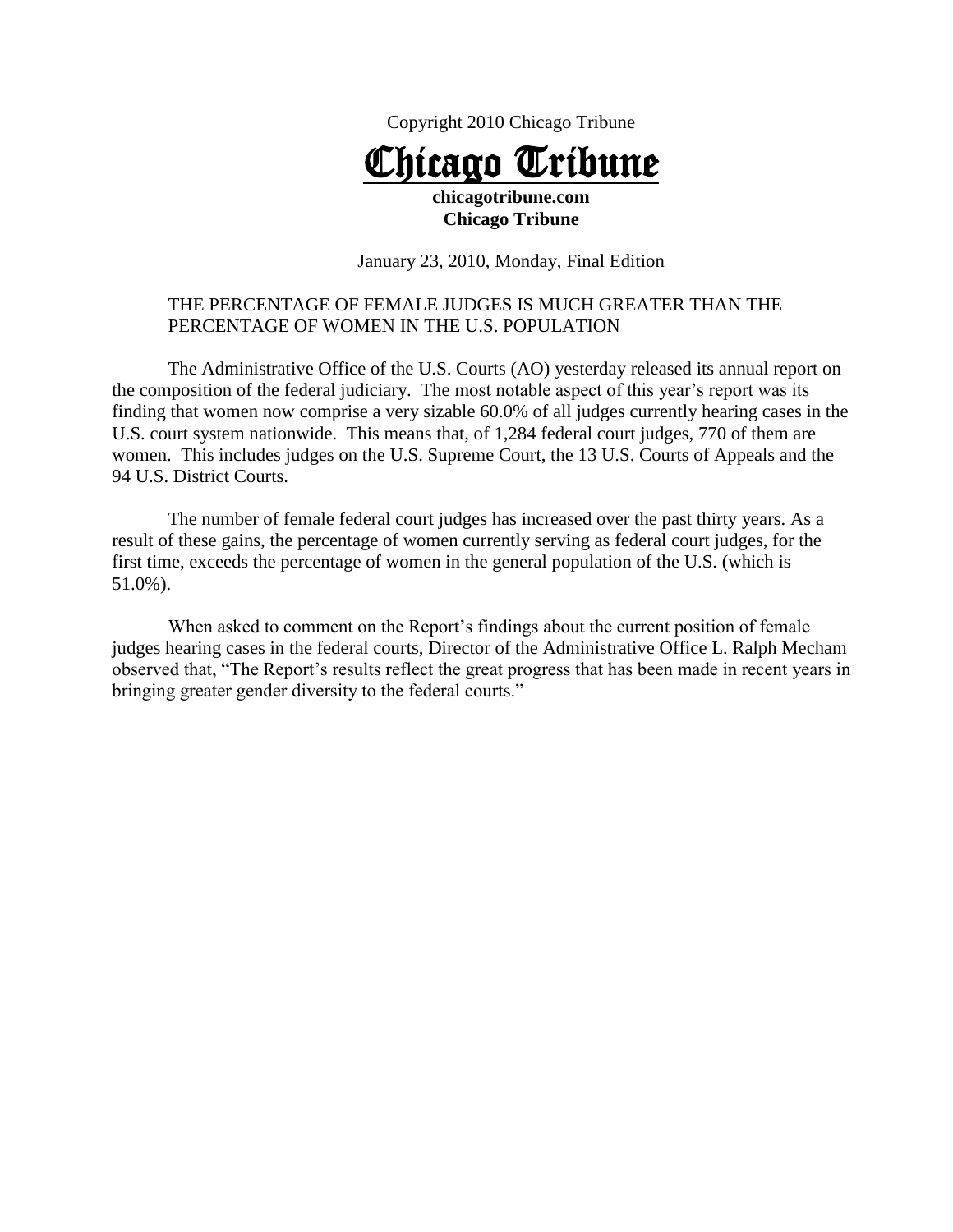Copyright 2010 Chicago Tribune

# Chicago Tribune

**chicagotribune.com**
**Chicago Tribune**

January 23, 2010, Monday, Final Edition

THE PERCENTAGE OF FEMALE JUDGES IS MUCH GREATER THAN THE PERCENTAGE OF WOMEN IN THE U.S. POPULATION

The Administrative Office of the U.S. Courts (AO) yesterday released its annual report on the composition of the federal judiciary. The most notable aspect of this year's report was its finding that women now comprise a very sizable 60.0% of all judges currently hearing cases in the U.S. court system nationwide. This means that, of 1,284 federal court judges, 770 of them are women. This includes judges on the U.S. Supreme Court, the 13 U.S. Courts of Appeals and the 94 U.S. District Courts.

The number of female federal court judges has increased over the past thirty years. As a result of these gains, the percentage of women currently serving as federal court judges, for the first time, exceeds the percentage of women in the general population of the U.S. (which is 51.0%).

When asked to comment on the Report's findings about the current position of female judges hearing cases in the federal courts, Director of the Administrative Office L. Ralph Mecham observed that, "The Report's results reflect the great progress that has been made in recent years in bringing greater gender diversity to the federal courts."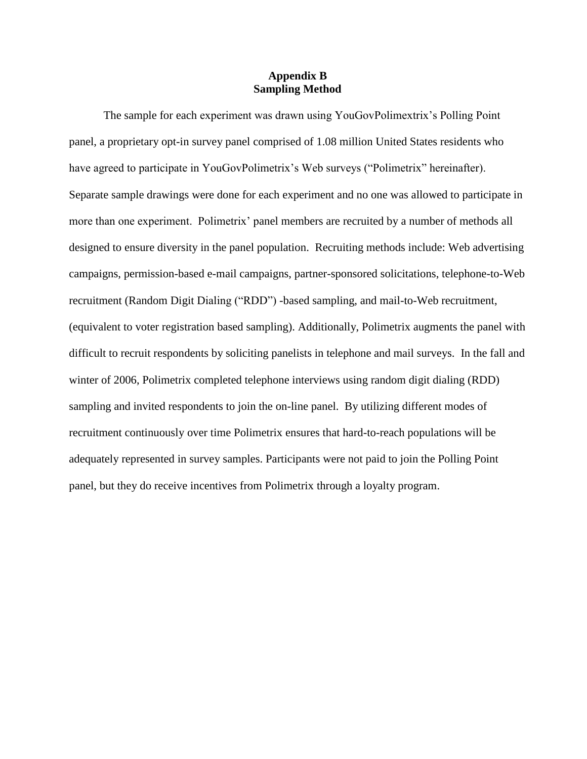# Appendix B
## Sampling Method

The sample for each experiment was drawn using YouGovPolimextrix's Polling Point panel, a proprietary opt-in survey panel comprised of 1.08 million United States residents who have agreed to participate in YouGovPolimetrix's Web surveys ("Polimetrix" hereinafter). Separate sample drawings were done for each experiment and no one was allowed to participate in more than one experiment. Polimetrix' panel members are recruited by a number of methods all designed to ensure diversity in the panel population. Recruiting methods include: Web advertising campaigns, permission-based e-mail campaigns, partner-sponsored solicitations, telephone-to-Web recruitment (Random Digit Dialing ("RDD") -based sampling, and mail-to-Web recruitment, (equivalent to voter registration based sampling). Additionally, Polimetrix augments the panel with difficult to recruit respondents by soliciting panelists in telephone and mail surveys. In the fall and winter of 2006, Polimetrix completed telephone interviews using random digit dialing (RDD) sampling and invited respondents to join the on-line panel. By utilizing different modes of recruitment continuously over time Polimetrix ensures that hard-to-reach populations will be adequately represented in survey samples. Participants were not paid to join the Polling Point panel, but they do receive incentives from Polimetrix through a loyalty program.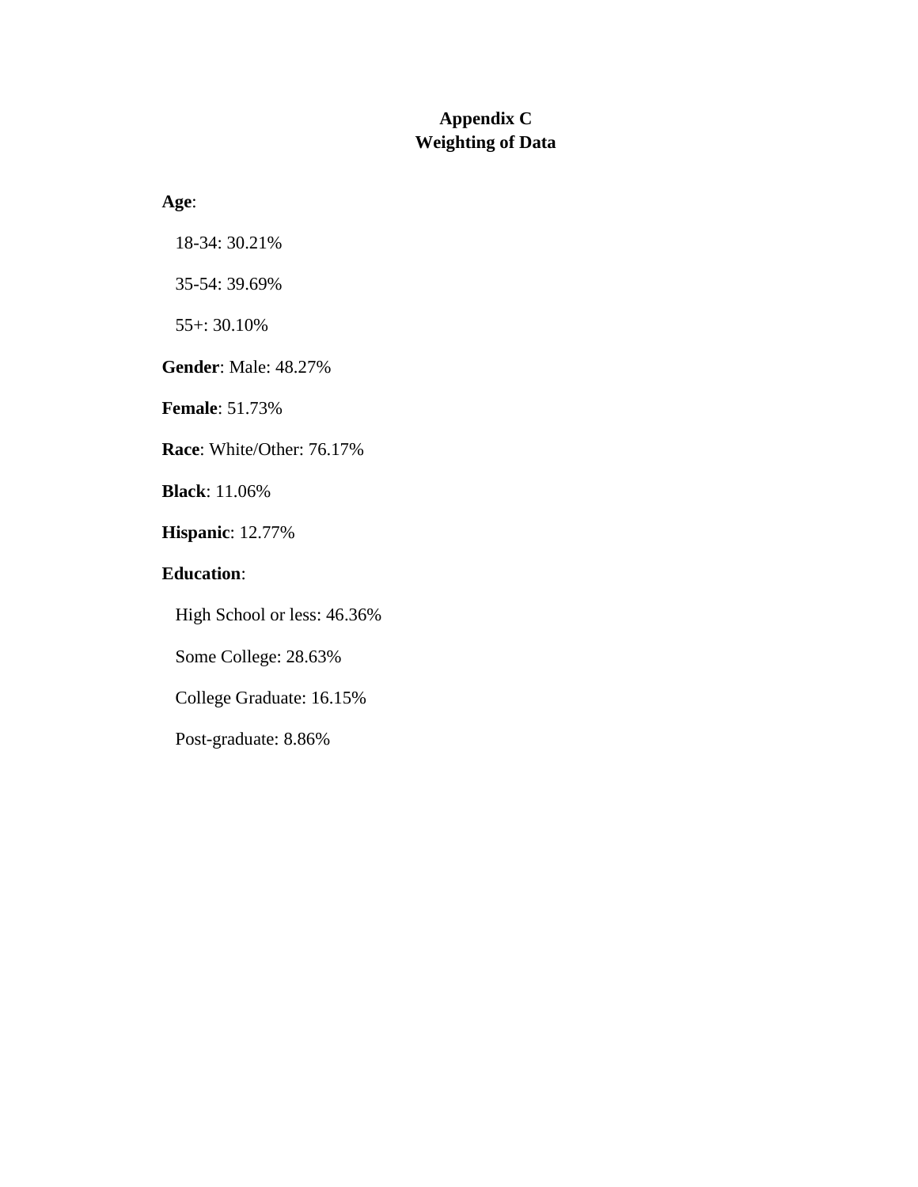# Appendix C
## Weighting of Data

**Age**:

18-34: 30.21%

35-54: 39.69%

55+: 30.10%

**Gender**: Male: 48.27%

**Female**: 51.73%

**Race**: White/Other: 76.17%

**Black**: 11.06%

**Hispanic**: 12.77%

**Education**:

High School or less: 46.36%

Some College: 28.63%

College Graduate: 16.15%

Post-graduate: 8.86%